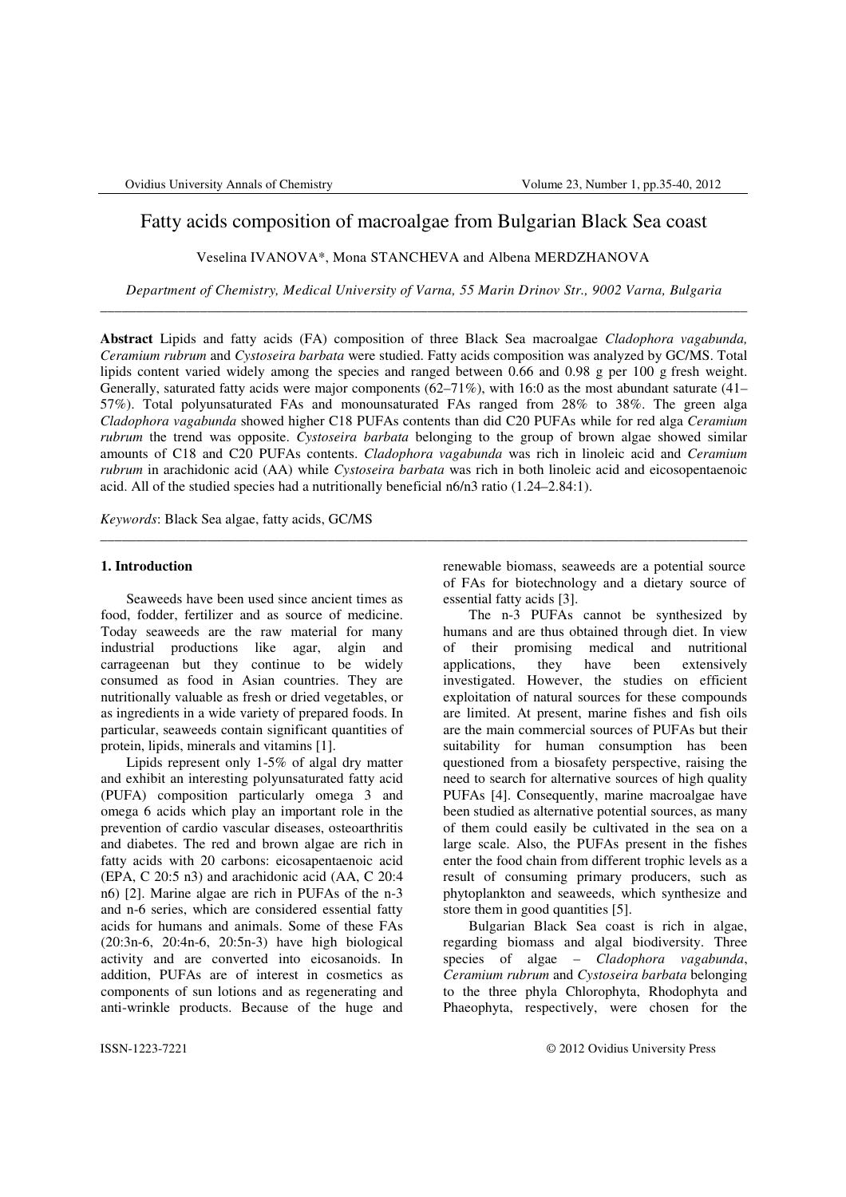# Fatty acids composition of macroalgae from Bulgarian Black Sea coast

Veselina IVANOVA*, Mona STANCHEVA and Albena MERDZHANOVA

*Department of Chemistry, Medical University of Varna, 55 Marin Drinov Str., 9002 Varna, Bulgaria*

---

**Abstract** Lipids and fatty acids (FA) composition of three Black Sea macroalgae *Cladophora vagabunda, Ceramium rubrum* and *Cystoseira barbata* were studied. Fatty acids composition was analyzed by GC/MS. Total lipids content varied widely among the species and ranged between 0.66 and 0.98 g per 100 g fresh weight. Generally, saturated fatty acids were major components (62–71%), with 16:0 as the most abundant saturate (41–57%). Total polyunsaturated FAs and monounsaturated FAs ranged from 28% to 38%. The green alga *Cladophora vagabunda* showed higher C18 PUFAs contents than did C20 PUFAs while for red alga *Ceramium rubrum* the trend was opposite. *Cystoseira barbata* belonging to the group of brown algae showed similar amounts of C18 and C20 PUFAs contents. *Cladophora vagabunda* was rich in linoleic acid and *Ceramium rubrum* in arachidonic acid (AA) while *Cystoseira barbata* was rich in both linoleic acid and eicosopentaenoic acid. All of the studied species had a nutritionally beneficial n6/n3 ratio (1.24–2.84:1).

*Keywords*: Black Sea algae, fatty acids, GC/MS

---

## 1. Introduction

Seaweeds have been used since ancient times as food, fodder, fertilizer and as source of medicine. Today seaweeds are the raw material for many industrial productions like agar, algin and carrageenan but they continue to be widely consumed as food in Asian countries. They are nutritionally valuable as fresh or dried vegetables, or as ingredients in a wide variety of prepared foods. In particular, seaweeds contain significant quantities of protein, lipids, minerals and vitamins [1].

Lipids represent only 1-5% of algal dry matter and exhibit an interesting polyunsaturated fatty acid (PUFA) composition particularly omega 3 and omega 6 acids which play an important role in the prevention of cardio vascular diseases, osteoarthritis and diabetes. The red and brown algae are rich in fatty acids with 20 carbons: eicosapentaenoic acid (EPA, C 20:5 n3) and arachidonic acid (AA, C 20:4 n6) [2]. Marine algae are rich in PUFAs of the n-3 and n-6 series, which are considered essential fatty acids for humans and animals. Some of these FAs (20:3n-6, 20:4n-6, 20:5n-3) have high biological activity and are converted into eicosanoids. In addition, PUFAs are of interest in cosmetics as components of sun lotions and as regenerating and anti-wrinkle products. Because of the huge and renewable biomass, seaweeds are a potential source of FAs for biotechnology and a dietary source of essential fatty acids [3].

The n-3 PUFAs cannot be synthesized by humans and are thus obtained through diet. In view of their promising medical and nutritional applications, they have been extensively investigated. However, the studies on efficient exploitation of natural sources for these compounds are limited. At present, marine fishes and fish oils are the main commercial sources of PUFAs but their suitability for human consumption has been questioned from a biosafety perspective, raising the need to search for alternative sources of high quality PUFAs [4]. Consequently, marine macroalgae have been studied as alternative potential sources, as many of them could easily be cultivated in the sea on a large scale. Also, the PUFAs present in the fishes enter the food chain from different trophic levels as a result of consuming primary producers, such as phytoplankton and seaweeds, which synthesize and store them in good quantities [5].

Bulgarian Black Sea coast is rich in algae, regarding biomass and algal biodiversity. Three species of algae – *Cladophora vagabunda*, *Ceramium rubrum* and *Cystoseira barbata* belonging to the three phyla Chlorophyta, Rhodophyta and Phaeophyta, respectively, were chosen for the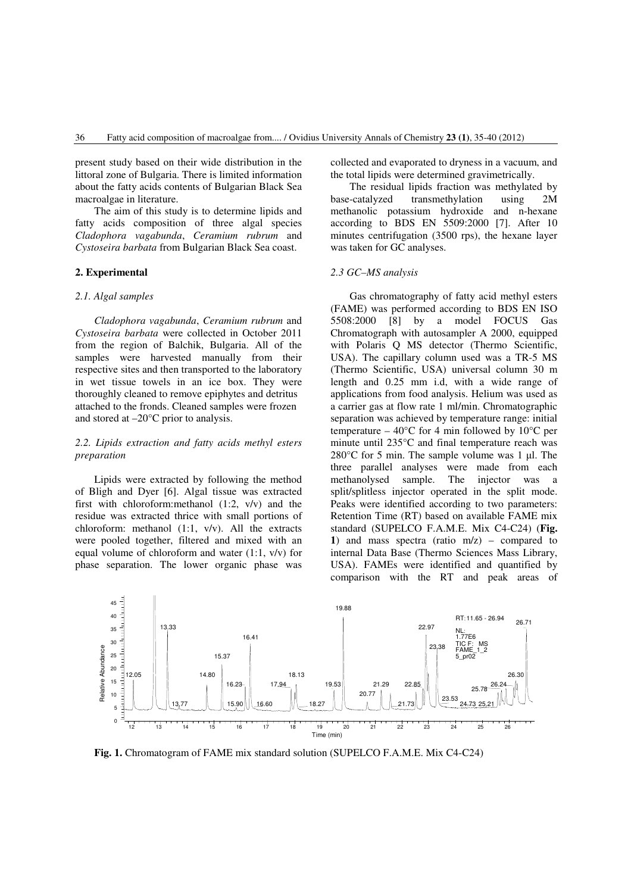present study based on their wide distribution in the littoral zone of Bulgaria. There is limited information about the fatty acids contents of Bulgarian Black Sea macroalgae in literature.

The aim of this study is to determine lipids and fatty acids composition of three algal species *Cladophora vagabunda*, *Ceramium rubrum* and *Cystoseira barbata* from Bulgarian Black Sea coast.

## 2. Experimental

### 2.1. Algal samples

*Cladophora vagabunda*, *Ceramium rubrum* and *Cystoseira barbata* were collected in October 2011 from the region of Balchik, Bulgaria. All of the samples were harvested manually from their respective sites and then transported to the laboratory in wet tissue towels in an ice box. They were thoroughly cleaned to remove epiphytes and detritus attached to the fronds. Cleaned samples were frozen and stored at –20°C prior to analysis.

### 2.2. Lipids extraction and fatty acids methyl esters preparation

Lipids were extracted by following the method of Bligh and Dyer [6]. Algal tissue was extracted first with chloroform:methanol (1:2, v/v) and the residue was extracted thrice with small portions of chloroform: methanol (1:1, v/v). All the extracts were pooled together, filtered and mixed with an equal volume of chloroform and water (1:1, v/v) for phase separation. The lower organic phase was collected and evaporated to dryness in a vacuum, and the total lipids were determined gravimetrically.

The residual lipids fraction was methylated by base-catalyzed transmethylation using 2M methanolic potassium hydroxide and n-hexane according to BDS EN 5509:2000 [7]. After 10 minutes centrifugation (3500 rps), the hexane layer was taken for GC analyses.

### 2.3 GC–MS analysis

Gas chromatography of fatty acid methyl esters (FAME) was performed according to BDS EN ISO 5508:2000 [8] by a model FOCUS Gas Chromatograph with autosampler A 2000, equipped with Polaris Q MS detector (Thermo Scientific, USA). The capillary column used was a TR-5 MS (Thermo Scientific, USA) universal column 30 m length and 0.25 mm i.d, with a wide range of applications from food analysis. Helium was used as a carrier gas at flow rate 1 ml/min. Chromatographic separation was achieved by temperature range: initial temperature – 40°C for 4 min followed by 10°C per minute until 235°C and final temperature reach was 280°C for 5 min. The sample volume was 1 µl. The three parallel analyses were made from each methanolysed sample. The injector was a split/splitless injector operated in the split mode. Peaks were identified according to two parameters: Retention Time (RT) based on available FAME mix standard (SUPELCO F.A.M.E. Mix C4-C24) (**Fig. 1**) and mass spectra (ratio m/z) – compared to internal Data Base (Thermo Sciences Mass Library, USA). FAMEs were identified and quantified by comparison with the RT and peak areas of

**Fig. 1.** Chromatogram of FAME mix standard solution (SUPELCO F.A.M.E. Mix C4-C24)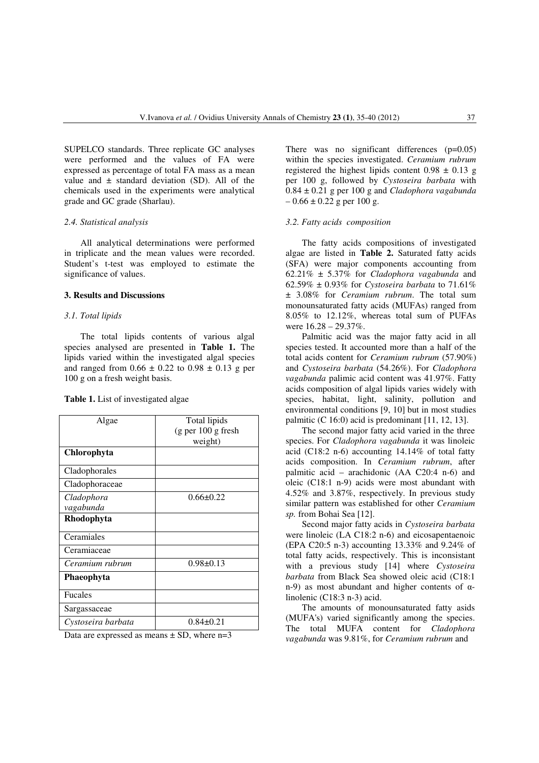SUPELCO standards. Three replicate GC analyses were performed and the values of FA were expressed as percentage of total FA mass as a mean value and ± standard deviation (SD). All of the chemicals used in the experiments were analytical grade and GC grade (Sharlau).

### *2.4. Statistical analysis*

All analytical determinations were performed in triplicate and the mean values were recorded. Student's t-test was employed to estimate the significance of values.

## 3. Results and Discussions

### *3.1. Total lipids*

The total lipids contents of various algal species analysed are presented in **Table 1.** The lipids varied within the investigated algal species and ranged from 0.66 ± 0.22 to 0.98 ± 0.13 g per 100 g on a fresh weight basis.

**Table 1.** List of investigated algae

| Algae | Total lipids (g per 100 g fresh weight) |
|---|---|
| **Chlorophyta** | |
| Cladophorales | |
| Cladophoraceae | |
| *Cladophora vagabunda* | 0.66±0.22 |
| **Rhodophyta** | |
| Ceramiales | |
| Ceramiaceae | |
| *Ceramium rubrum* | 0.98±0.13 |
| **Phaeophyta** | |
| Fucales | |
| Sargassaceae | |
| *Cystoseira barbata* | 0.84±0.21 |

Data are expressed as means ± SD, where n=3

There was no significant differences (p=0.05) within the species investigated. *Ceramium rubrum* registered the highest lipids content 0.98 ± 0.13 g per 100 g, followed by *Cystoseira barbata* with 0.84 ± 0.21 g per 100 g and *Cladophora vagabunda* – 0.66 ± 0.22 g per 100 g.

### *3.2. Fatty acids composition*

The fatty acids compositions of investigated algae are listed in **Table 2.** Saturated fatty acids (SFA) were major components accounting from 62.21% ± 5.37% for *Cladophora vagabunda* and 62.59% ± 0.93% for *Cystoseira barbata* to 71.61% ± 3.08% for *Ceramium rubrum*. The total sum monounsaturated fatty acids (MUFAs) ranged from 8.05% to 12.12%, whereas total sum of PUFAs were 16.28 – 29.37%.

Palmitic acid was the major fatty acid in all species tested. It accounted more than a half of the total acids content for *Ceramium rubrum* (57.90%) and *Cystoseira barbata* (54.26%). For *Cladophora vagabunda* palimic acid content was 41.97%. Fatty acids composition of algal lipids varies widely with species, habitat, light, salinity, pollution and environmental conditions [9, 10] but in most studies palmitic (C 16:0) acid is predominant [11, 12, 13].

The second major fatty acid varied in the three species. For *Cladophora vagabunda* it was linoleic acid (C18:2 n-6) accounting 14.14% of total fatty acids composition. In *Ceramium rubrum*, after palmitic acid – arachidonic (AA C20:4 n-6) and oleic (C18:1 n-9) acids were most abundant with 4.52% and 3.87%, respectively. In previous study similar pattern was established for other *Ceramium sp.* from Bohai Sea [12].

Second major fatty acids in *Cystoseira barbata* were linoleic (LA C18:2 n-6) and eicosapentaenoic (EPA C20:5 n-3) accounting 13.33% and 9.24% of total fatty acids, respectively. This is inconsistant with a previous study [14] where *Cystoseira barbata* from Black Sea showed oleic acid (C18:1 n-9) as most abundant and higher contents of α-linolenic (C18:3 n-3) acid.

The amounts of monounsaturated fatty asids (MUFA's) varied significantly among the species. The total MUFA content for *Cladophora vagabunda* was 9.81%, for *Ceramium rubrum* and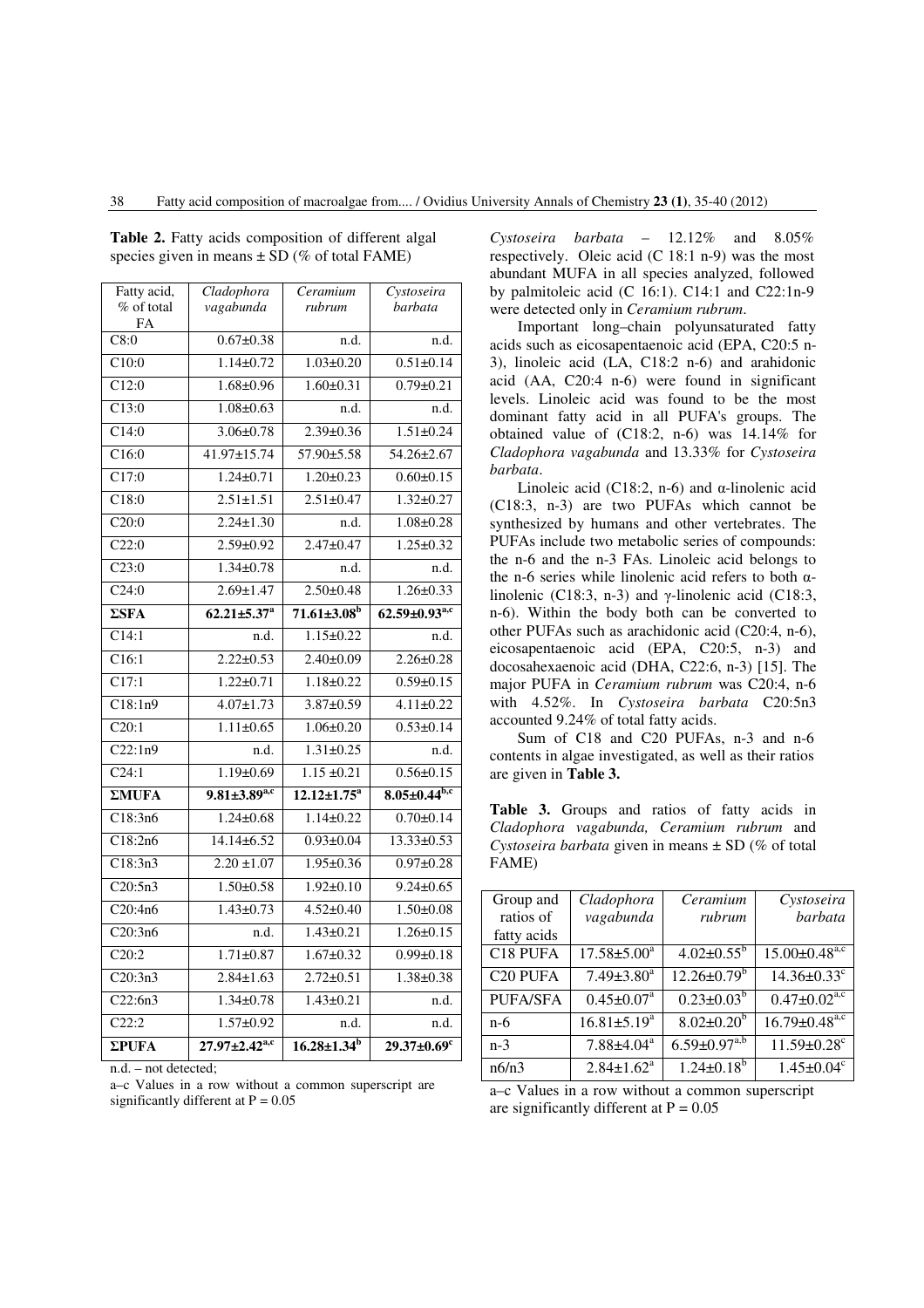**Table 2.** Fatty acids composition of different algal species given in means ± SD (% of total FAME)

| Fatty acid, % of total FA | *Cladophora vagabunda* | *Ceramium rubrum* | *Cystoseira barbata* |
|---|---|---|---|
| C8:0 | 0.67±0.38 | n.d. | n.d. |
| C10:0 | 1.14±0.72 | 1.03±0.20 | 0.51±0.14 |
| C12:0 | 1.68±0.96 | 1.60±0.31 | 0.79±0.21 |
| C13:0 | 1.08±0.63 | n.d. | n.d. |
| C14:0 | 3.06±0.78 | 2.39±0.36 | 1.51±0.24 |
| C16:0 | 41.97±15.74 | 57.90±5.58 | 54.26±2.67 |
| C17:0 | 1.24±0.71 | 1.20±0.23 | 0.60±0.15 |
| C18:0 | 2.51±1.51 | 2.51±0.47 | 1.32±0.27 |
| C20:0 | 2.24±1.30 | n.d. | 1.08±0.28 |
| C22:0 | 2.59±0.92 | 2.47±0.47 | 1.25±0.32 |
| C23:0 | 1.34±0.78 | n.d. | n.d. |
| C24:0 | 2.69±1.47 | 2.50±0.48 | 1.26±0.33 |
| **ΣSFA** | **62.21±5.37[a]** | **71.61±3.08[b]** | **62.59±0.93[a,c]** |
| C14:1 | n.d. | 1.15±0.22 | n.d. |
| C16:1 | 2.22±0.53 | 2.40±0.09 | 2.26±0.28 |
| C17:1 | 1.22±0.71 | 1.18±0.22 | 0.59±0.15 |
| C18:1n9 | 4.07±1.73 | 3.87±0.59 | 4.11±0.22 |
| C20:1 | 1.11±0.65 | 1.06±0.20 | 0.53±0.14 |
| C22:1n9 | n.d. | 1.31±0.25 | n.d. |
| C24:1 | 1.19±0.69 | 1.15 ±0.21 | 0.56±0.15 |
| **ΣMUFA** | **9.81±3.89[a,c]** | **12.12±1.75[a]** | **8.05±0.44[b,c]** |
| C18:3n6 | 1.24±0.68 | 1.14±0.22 | 0.70±0.14 |
| C18:2n6 | 14.14±6.52 | 0.93±0.04 | 13.33±0.53 |
| C18:3n3 | 2.20 ±1.07 | 1.95±0.36 | 0.97±0.28 |
| C20:5n3 | 1.50±0.58 | 1.92±0.10 | 9.24±0.65 |
| C20:4n6 | 1.43±0.73 | 4.52±0.40 | 1.50±0.08 |
| C20:3n6 | n.d. | 1.43±0.21 | 1.26±0.15 |
| C20:2 | 1.71±0.87 | 1.67±0.32 | 0.99±0.18 |
| C20:3n3 | 2.84±1.63 | 2.72±0.51 | 1.38±0.38 |
| C22:6n3 | 1.34±0.78 | 1.43±0.21 | n.d. |
| C22:2 | 1.57±0.92 | n.d. | n.d. |
| **ΣPUFA** | **27.97±2.42[a,c]** | **16.28±1.34[b]** | **29.37±0.69[c]** |

n.d. – not detected;

a–c Values in a row without a common superscript are significantly different at P = 0.05

*Cystoseira barbata* – 12.12% and 8.05% respectively. Oleic acid (C 18:1 n-9) was the most abundant MUFA in all species analyzed, followed by palmitoleic acid (C 16:1). C14:1 and C22:1n-9 were detected only in *Ceramium rubrum*.

Important long–chain polyunsaturated fatty acids such as eicosapentaenoic acid (EPA, C20:5 n-3), linoleic acid (LA, C18:2 n-6) and arahidonic acid (AA, C20:4 n-6) were found in significant levels. Linoleic acid was found to be the most dominant fatty acid in all PUFA's groups. The obtained value of (C18:2, n-6) was 14.14% for *Cladophora vagabunda* and 13.33% for *Cystoseira barbata*.

Linoleic acid (C18:2, n-6) and α-linolenic acid (C18:3, n-3) are two PUFAs which cannot be synthesized by humans and other vertebrates. The PUFAs include two metabolic series of compounds: the n-6 and the n-3 FAs. Linoleic acid belongs to the n-6 series while linolenic acid refers to both α-linolenic (C18:3, n-3) and γ-linolenic acid (C18:3, n-6). Within the body both can be converted to other PUFAs such as arachidonic acid (C20:4, n-6), eicosapentaenoic acid (EPA, C20:5, n-3) and docosahexaenoic acid (DHA, C22:6, n-3) [15]. The major PUFA in *Ceramium rubrum* was C20:4, n-6 with 4.52%. In *Cystoseira barbata* C20:5n3 accounted 9.24% of total fatty acids.

Sum of C18 and C20 PUFAs, n-3 and n-6 contents in algae investigated, as well as their ratios are given in **Table 3.**

**Table 3.** Groups and ratios of fatty acids in *Cladophora vagabunda, Ceramium rubrum* and *Cystoseira barbata* given in means ± SD (% of total FAME)

| Group and ratios of fatty acids | *Cladophora vagabunda* | *Ceramium rubrum* | *Cystoseira barbata* |
|---|---|---|---|
| C18 PUFA | 17.58±5.00[a] | 4.02±0.55[b] | 15.00±0.48[a,c] |
| C20 PUFA | 7.49±3.80[a] | 12.26±0.79[b] | 14.36±0.33[c] |
| PUFA/SFA | 0.45±0.07[a] | 0.23±0.03[b] | 0.47±0.02[a,c] |
| n-6 | 16.81±5.19[a] | 8.02±0.20[b] | 16.79±0.48[a,c] |
| n-3 | 7.88±4.04[a] | 6.59±0.97[a,b] | 11.59±0.28[c] |
| n6/n3 | 2.84±1.62[a] | 1.24±0.18[b] | 1.45±0.04[c] |

a–c Values in a row without a common superscript are significantly different at P = 0.05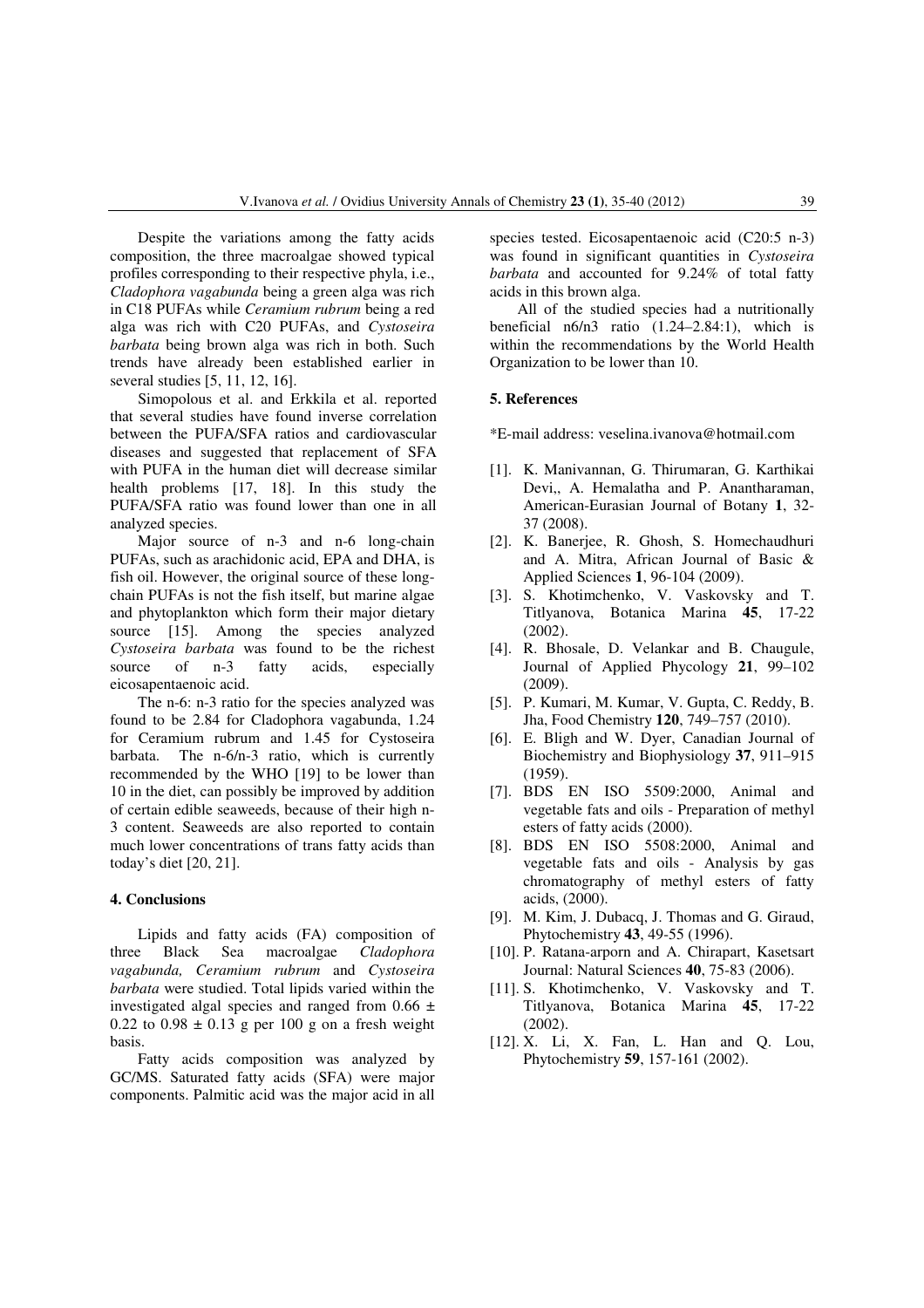Despite the variations among the fatty acids composition, the three macroalgae showed typical profiles corresponding to their respective phyla, i.e., *Cladophora vagabunda* being a green alga was rich in C18 PUFAs while *Ceramium rubrum* being a red alga was rich with C20 PUFAs, and *Cystoseira barbata* being brown alga was rich in both. Such trends have already been established earlier in several studies [5, 11, 12, 16].

Simopolous et al. and Erkkila et al. reported that several studies have found inverse correlation between the PUFA/SFA ratios and cardiovascular diseases and suggested that replacement of SFA with PUFA in the human diet will decrease similar health problems [17, 18]. In this study the PUFA/SFA ratio was found lower than one in all analyzed species.

Major source of n-3 and n-6 long-chain PUFAs, such as arachidonic acid, EPA and DHA, is fish oil. However, the original source of these long-chain PUFAs is not the fish itself, but marine algae and phytoplankton which form their major dietary source [15]. Among the species analyzed *Cystoseira barbata* was found to be the richest source of n-3 fatty acids, especially eicosapentaenoic acid.

The n-6: n-3 ratio for the species analyzed was found to be 2.84 for Cladophora vagabunda, 1.24 for Ceramium rubrum and 1.45 for Cystoseira barbata. The n-6/n-3 ratio, which is currently recommended by the WHO [19] to be lower than 10 in the diet, can possibly be improved by addition of certain edible seaweeds, because of their high n-3 content. Seaweeds are also reported to contain much lower concentrations of trans fatty acids than today's diet [20, 21].

## 4. Conclusions

Lipids and fatty acids (FA) composition of three Black Sea macroalgae *Cladophora vagabunda, Ceramium rubrum* and *Cystoseira barbata* were studied. Total lipids varied within the investigated algal species and ranged from $0.66 \pm 0.22$ to $0.98 \pm 0.13$ g per 100 g on a fresh weight basis.

Fatty acids composition was analyzed by GC/MS. Saturated fatty acids (SFA) were major components. Palmitic acid was the major acid in all species tested. Eicosapentaenoic acid (C20:5 n-3) was found in significant quantities in *Cystoseira barbata* and accounted for 9.24% of total fatty acids in this brown alga.

All of the studied species had a nutritionally beneficial n6/n3 ratio (1.24–2.84:1), which is within the recommendations by the World Health Organization to be lower than 10.

## 5. References

*E-mail address: veselina.ivanova@hotmail.com

[1]. K. Manivannan, G. Thirumaran, G. Karthikai Devi,, A. Hemalatha and P. Anantharaman, American-Eurasian Journal of Botany **1**, 32-37 (2008).

[2]. K. Banerjee, R. Ghosh, S. Homechaudhuri and A. Mitra, African Journal of Basic & Applied Sciences **1**, 96-104 (2009).

[3]. S. Khotimchenko, V. Vaskovsky and T. Titlyanova, Botanica Marina **45**, 17-22 (2002).

[4]. R. Bhosale, D. Velankar and B. Chaugule, Journal of Applied Phycology **21**, 99–102 (2009).

[5]. P. Kumari, M. Kumar, V. Gupta, C. Reddy, B. Jha, Food Chemistry **120**, 749–757 (2010).

[6]. E. Bligh and W. Dyer, Canadian Journal of Biochemistry and Biophysiology **37**, 911–915 (1959).

[7]. BDS EN ISO 5509:2000, Animal and vegetable fats and oils - Preparation of methyl esters of fatty acids (2000).

[8]. BDS EN ISO 5508:2000, Animal and vegetable fats and oils - Analysis by gas chromatography of methyl esters of fatty acids, (2000).

[9]. M. Kim, J. Dubacq, J. Thomas and G. Giraud, Phytochemistry **43**, 49-55 (1996).

[10]. P. Ratana-arporn and A. Chirapart, Kasetsart Journal: Natural Sciences **40**, 75-83 (2006).

[11]. S. Khotimchenko, V. Vaskovsky and T. Titlyanova, Botanica Marina **45**, 17-22 (2002).

[12]. X. Li, X. Fan, L. Han and Q. Lou, Phytochemistry **59**, 157-161 (2002).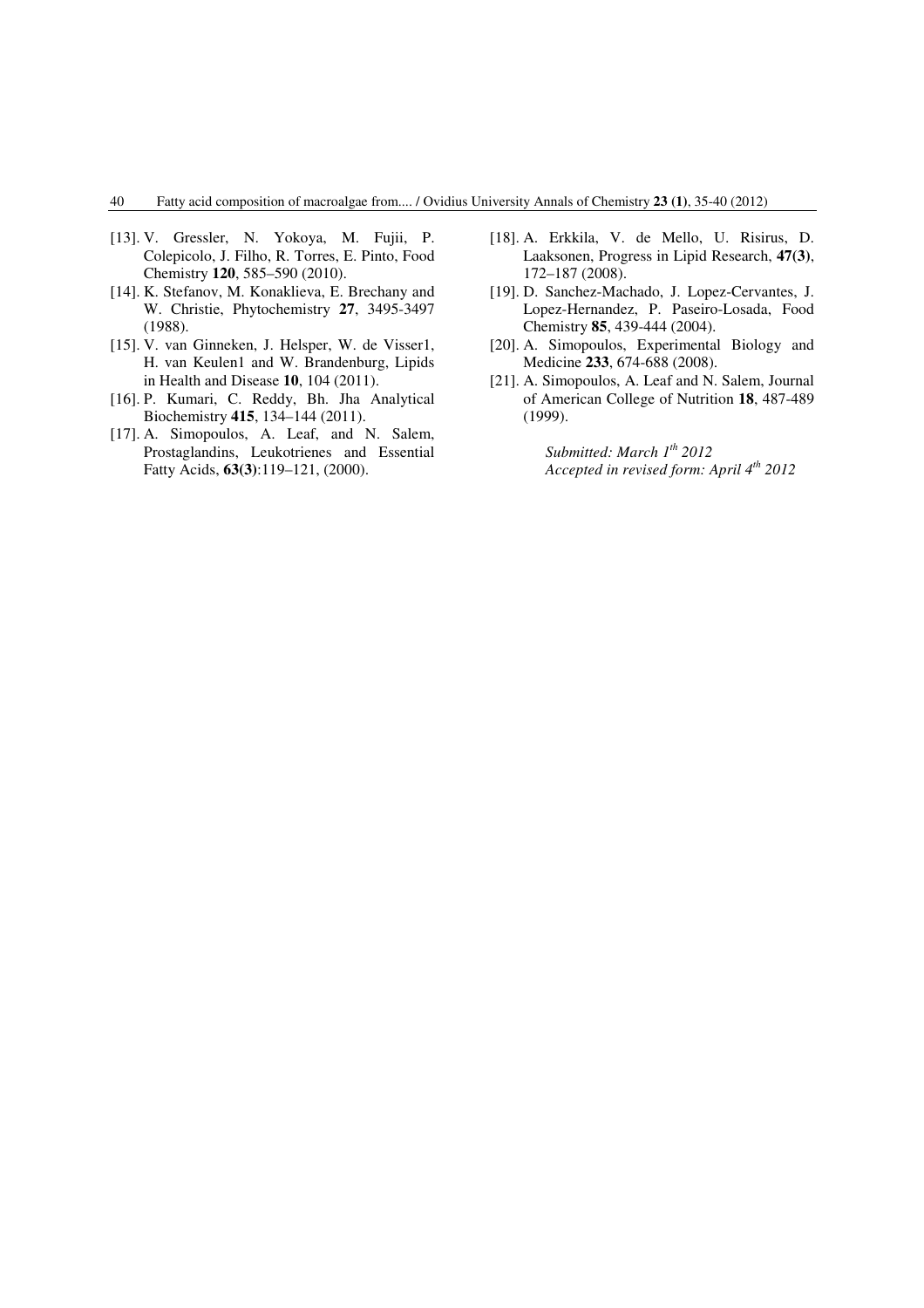[13]. V. Gressler, N. Yokoya, M. Fujii, P. Colepicolo, J. Filho, R. Torres, E. Pinto, Food Chemistry **120**, 585–590 (2010).

[14]. K. Stefanov, M. Konaklieva, E. Brechany and W. Christie, Phytochemistry **27**, 3495-3497 (1988).

[15]. V. van Ginneken, J. Helsper, W. de Visser1, H. van Keulen1 and W. Brandenburg, Lipids in Health and Disease **10**, 104 (2011).

[16]. P. Kumari, C. Reddy, Bh. Jha Analytical Biochemistry **415**, 134–144 (2011).

[17]. A. Simopoulos, A. Leaf, and N. Salem, Prostaglandins, Leukotrienes and Essential Fatty Acids, **63(3)**:119–121, (2000).

[18]. A. Erkkila, V. de Mello, U. Risirus, D. Laaksonen, Progress in Lipid Research, **47(3)**, 172–187 (2008).

[19]. D. Sanchez-Machado, J. Lopez-Cervantes, J. Lopez-Hernandez, P. Paseiro-Losada, Food Chemistry **85**, 439-444 (2004).

[20]. A. Simopoulos, Experimental Biology and Medicine **233**, 674-688 (2008).

[21]. A. Simopoulos, A. Leaf and N. Salem, Journal of American College of Nutrition **18**, 487-489 (1999).

*Submitted: March 1st 2012*
*Accepted in revised form: April 4th 2012*